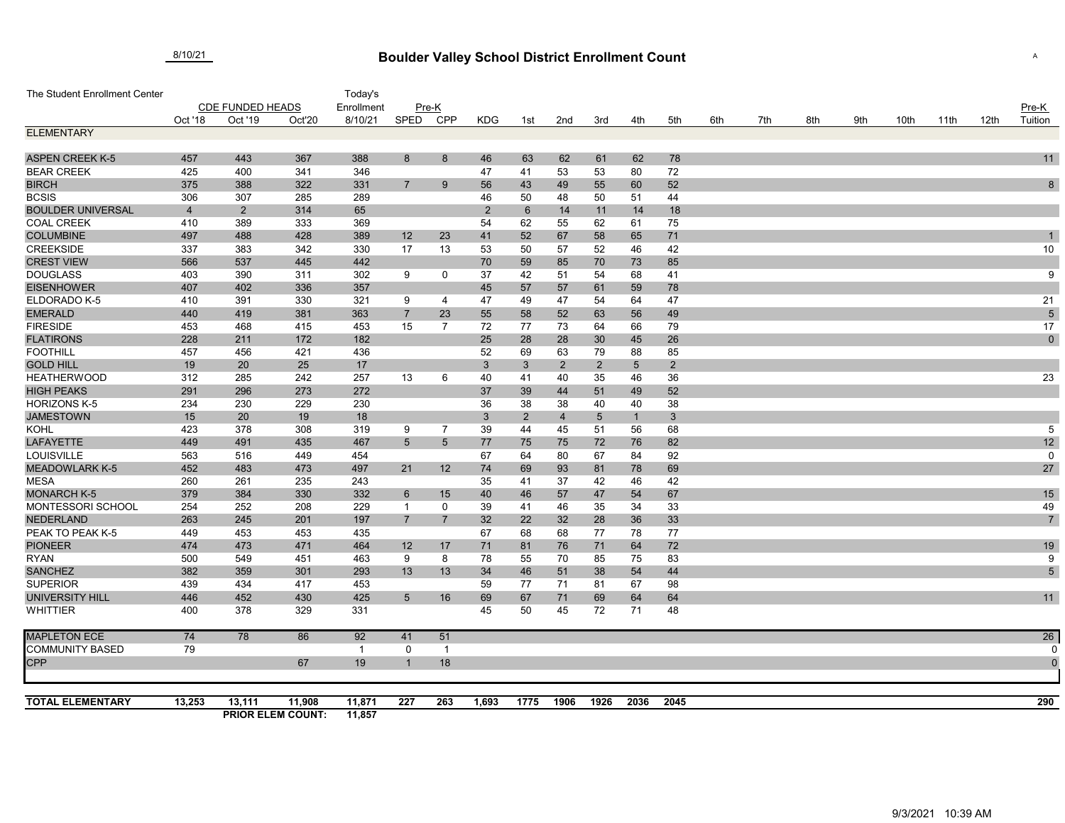8/10/21

# Boulder Valley School District Enrollment Count

The Student Enrollment Center

| | CDE FUNDED HEADS | | | Today's Enrollment | Pre-K | | | | | | | | | | | | | | | | Pre-K |
|---|---|---|---|---|---|---|---|---|---|---|---|---|---|---|---|---|---|---|---|---|---|
| | Oct '18 | Oct '19 | Oct'20 | 8/10/21 | SPED | CPP | KDG | 1st | 2nd | 3rd | 4th | 5th | 6th | 7th | 8th | 9th | 10th | 11th | 12th | Tuition |
| **ELEMENTARY** | | | | | | | | | | | | | | | | | | | | |
| ASPEN CREEK K-5 | 457 | 443 | 367 | 388 | 8 | 8 | 46 | 63 | 62 | 61 | 62 | 78 | | | | | | | | 11 |
| BEAR CREEK | 425 | 400 | 341 | 346 | | | 47 | 41 | 53 | 53 | 80 | 72 | | | | | | | | |
| BIRCH | 375 | 388 | 322 | 331 | 7 | 9 | 56 | 43 | 49 | 55 | 60 | 52 | | | | | | | | 8 |
| BCSIS | 306 | 307 | 285 | 289 | | | 46 | 50 | 48 | 50 | 51 | 44 | | | | | | | | |
| BOULDER UNIVERSAL | 4 | 2 | 314 | 65 | | | 2 | 6 | 14 | 11 | 14 | 18 | | | | | | | | |
| COAL CREEK | 410 | 389 | 333 | 369 | | | 54 | 62 | 55 | 62 | 61 | 75 | | | | | | | | |
| COLUMBINE | 497 | 488 | 428 | 389 | 12 | 23 | 41 | 52 | 67 | 58 | 65 | 71 | | | | | | | | 1 |
| CREEKSIDE | 337 | 383 | 342 | 330 | 17 | 13 | 53 | 50 | 57 | 52 | 46 | 42 | | | | | | | | 10 |
| CREST VIEW | 566 | 537 | 445 | 442 | | | 70 | 59 | 85 | 70 | 73 | 85 | | | | | | | | |
| DOUGLASS | 403 | 390 | 311 | 302 | 9 | 0 | 37 | 42 | 51 | 54 | 68 | 41 | | | | | | | | 9 |
| EISENHOWER | 407 | 402 | 336 | 357 | | | 45 | 57 | 57 | 61 | 59 | 78 | | | | | | | | |
| ELDORADO K-5 | 410 | 391 | 330 | 321 | 9 | 4 | 47 | 49 | 47 | 54 | 64 | 47 | | | | | | | | 21 |
| EMERALD | 440 | 419 | 381 | 363 | 7 | 23 | 55 | 58 | 52 | 63 | 56 | 49 | | | | | | | | 5 |
| FIRESIDE | 453 | 468 | 415 | 453 | 15 | 7 | 72 | 77 | 73 | 64 | 66 | 79 | | | | | | | | 17 |
| FLATIRONS | 228 | 211 | 172 | 182 | | | 25 | 28 | 28 | 30 | 45 | 26 | | | | | | | | 0 |
| FOOTHILL | 457 | 456 | 421 | 436 | | | 52 | 69 | 63 | 79 | 88 | 85 | | | | | | | | |
| GOLD HILL | 19 | 20 | 25 | 17 | | | 3 | 3 | 2 | 2 | 5 | 2 | | | | | | | | |
| HEATHERWOOD | 312 | 285 | 242 | 257 | 13 | 6 | 40 | 41 | 40 | 35 | 46 | 36 | | | | | | | | 23 |
| HIGH PEAKS | 291 | 296 | 273 | 272 | | | 37 | 39 | 44 | 51 | 49 | 52 | | | | | | | | |
| HORIZONS K-5 | 234 | 230 | 229 | 230 | | | 36 | 38 | 38 | 40 | 40 | 38 | | | | | | | | |
| JAMESTOWN | 15 | 20 | 19 | 18 | | | 3 | 2 | 4 | 5 | 1 | 3 | | | | | | | | |
| KOHL | 423 | 378 | 308 | 319 | 9 | 7 | 39 | 44 | 45 | 51 | 56 | 68 | | | | | | | | 5 |
| LAFAYETTE | 449 | 491 | 435 | 467 | 5 | 5 | 77 | 75 | 75 | 72 | 76 | 82 | | | | | | | | 12 |
| LOUISVILLE | 563 | 516 | 449 | 454 | | | 67 | 64 | 80 | 67 | 84 | 92 | | | | | | | | 0 |
| MEADOWLARK K-5 | 452 | 483 | 473 | 497 | 21 | 12 | 74 | 69 | 93 | 81 | 78 | 69 | | | | | | | | 27 |
| MESA | 260 | 261 | 235 | 243 | | | 35 | 41 | 37 | 42 | 46 | 42 | | | | | | | | |
| MONARCH K-5 | 379 | 384 | 330 | 332 | 6 | 15 | 40 | 46 | 57 | 47 | 54 | 67 | | | | | | | | 15 |
| MONTESSORI SCHOOL | 254 | 252 | 208 | 229 | 1 | 0 | 39 | 41 | 46 | 35 | 34 | 33 | | | | | | | | 49 |
| NEDERLAND | 263 | 245 | 201 | 197 | 7 | 7 | 32 | 22 | 32 | 28 | 36 | 33 | | | | | | | | 7 |
| PEAK TO PEAK K-5 | 449 | 453 | 453 | 435 | | | 67 | 68 | 68 | 77 | 78 | 77 | | | | | | | | |
| PIONEER | 474 | 473 | 471 | 464 | 12 | 17 | 71 | 81 | 76 | 71 | 64 | 72 | | | | | | | | 19 |
| RYAN | 500 | 549 | 451 | 463 | 9 | 8 | 78 | 55 | 70 | 85 | 75 | 83 | | | | | | | | 9 |
| SANCHEZ | 382 | 359 | 301 | 293 | 13 | 13 | 34 | 46 | 51 | 38 | 54 | 44 | | | | | | | | 5 |
| SUPERIOR | 439 | 434 | 417 | 453 | | | 59 | 77 | 71 | 81 | 67 | 98 | | | | | | | | |
| UNIVERSITY HILL | 446 | 452 | 430 | 425 | 5 | 16 | 69 | 67 | 71 | 69 | 64 | 64 | | | | | | | | 11 |
| WHITTIER | 400 | 378 | 329 | 331 | | | 45 | 50 | 45 | 72 | 71 | 48 | | | | | | | | |
| MAPLETON ECE | 74 | 78 | 86 | 92 | 41 | 51 | | | | | | | | | | | | | | 26 |
| COMMUNITY BASED | 79 | | | 1 | 0 | 1 | | | | | | | | | | | | | | 0 |
| CPP | | | 67 | 19 | 1 | 18 | | | | | | | | | | | | | | 0 |
| **TOTAL ELEMENTARY** | **13,253** | **13,111** | **11,908** | **11,871** | **227** | **263** | **1,693** | **1775** | **1906** | **1926** | **2036** | **2045** | | | | | | | | **290** |
| | | **PRIOR ELEM COUNT:** | | **11,857** | | | | | | | | | | | | | | | | |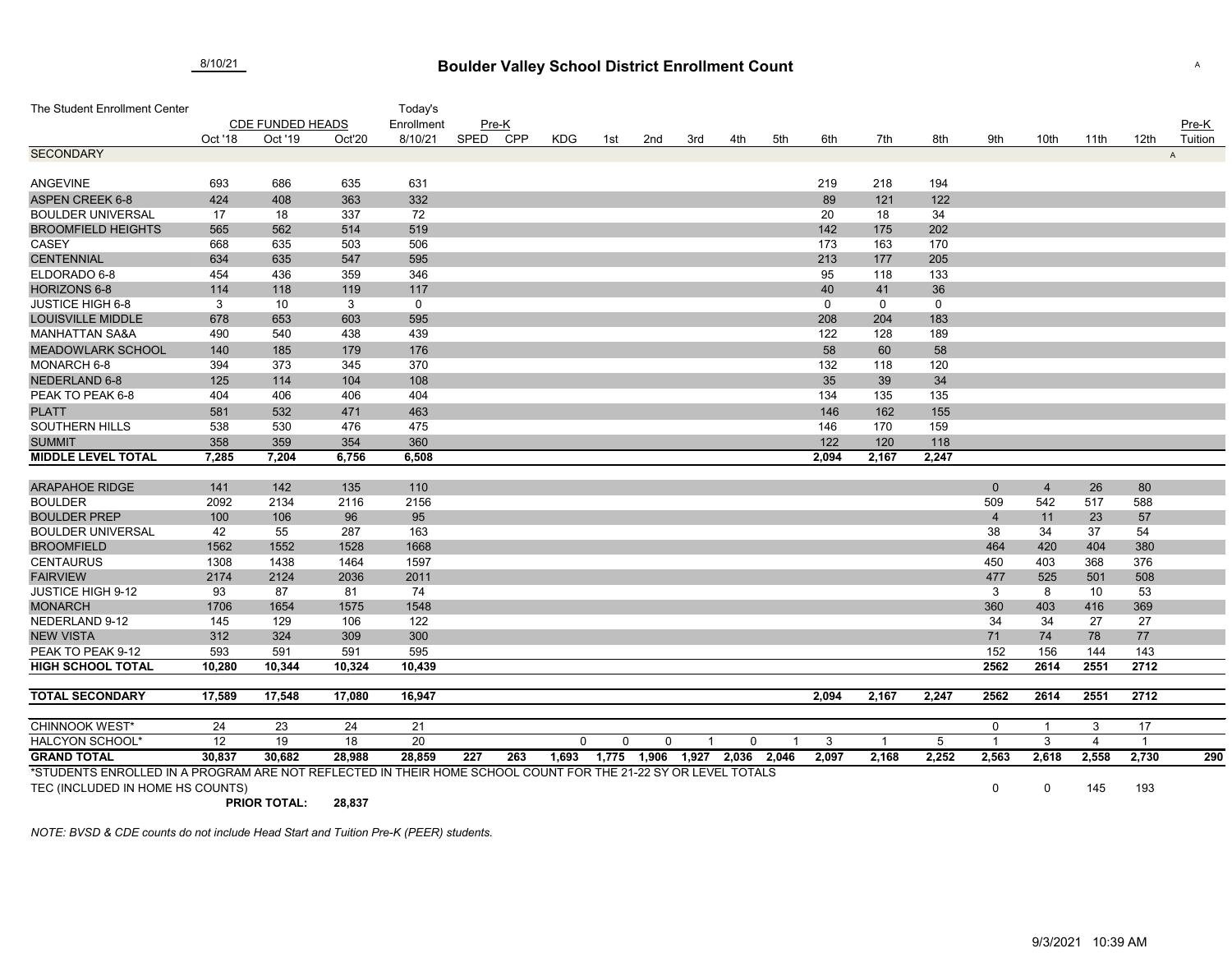## Boulder Valley School District Enrollment Count

8/10/21

| The Student Enrollment Center | CDE FUNDED HEADS | | | Today's Enrollment | Pre-K | | | | | | | | | | | | | | | | Pre-K |
|---|---|---|---|---|---|---|---|---|---|---|---|---|---|---|---|---|---|---|---|---|---|
| | Oct '18 | Oct '19 | Oct'20 | 8/10/21 | SPED | CPP | KDG | 1st | 2nd | 3rd | 4th | 5th | 6th | 7th | 8th | 9th | 10th | 11th | 12th | | Tuition |
| **SECONDARY** | | | | | | | | | | | | | | | | | | | | A | |
| ANGEVINE | 693 | 686 | 635 | 631 | | | | | | | | | 219 | 218 | 194 | | | | | | |
| ASPEN CREEK 6-8 | 424 | 408 | 363 | 332 | | | | | | | | | 89 | 121 | 122 | | | | | | |
| BOULDER UNIVERSAL | 17 | 18 | 337 | 72 | | | | | | | | | 20 | 18 | 34 | | | | | | |
| BROOMFIELD HEIGHTS | 565 | 562 | 514 | 519 | | | | | | | | | 142 | 175 | 202 | | | | | | |
| CASEY | 668 | 635 | 503 | 506 | | | | | | | | | 173 | 163 | 170 | | | | | | |
| CENTENNIAL | 634 | 635 | 547 | 595 | | | | | | | | | 213 | 177 | 205 | | | | | | |
| ELDORADO 6-8 | 454 | 436 | 359 | 346 | | | | | | | | | 95 | 118 | 133 | | | | | | |
| HORIZONS 6-8 | 114 | 118 | 119 | 117 | | | | | | | | | 40 | 41 | 36 | | | | | | |
| JUSTICE HIGH 6-8 | 3 | 10 | 3 | 0 | | | | | | | | | 0 | 0 | 0 | | | | | | |
| LOUISVILLE MIDDLE | 678 | 653 | 603 | 595 | | | | | | | | | 208 | 204 | 183 | | | | | | |
| MANHATTAN SA&A | 490 | 540 | 438 | 439 | | | | | | | | | 122 | 128 | 189 | | | | | | |
| MEADOWLARK SCHOOL | 140 | 185 | 179 | 176 | | | | | | | | | 58 | 60 | 58 | | | | | | |
| MONARCH 6-8 | 394 | 373 | 345 | 370 | | | | | | | | | 132 | 118 | 120 | | | | | | |
| NEDERLAND 6-8 | 125 | 114 | 104 | 108 | | | | | | | | | 35 | 39 | 34 | | | | | | |
| PEAK TO PEAK 6-8 | 404 | 406 | 406 | 404 | | | | | | | | | 134 | 135 | 135 | | | | | | |
| PLATT | 581 | 532 | 471 | 463 | | | | | | | | | 146 | 162 | 155 | | | | | | |
| SOUTHERN HILLS | 538 | 530 | 476 | 475 | | | | | | | | | 146 | 170 | 159 | | | | | | |
| SUMMIT | 358 | 359 | 354 | 360 | | | | | | | | | 122 | 120 | 118 | | | | | | |
| **MIDDLE LEVEL TOTAL** | **7,285** | **7,204** | **6,756** | **6,508** | | | | | | | | | **2,094** | **2,167** | **2,247** | | | | | | |
| ARAPAHOE RIDGE | 141 | 142 | 135 | 110 | | | | | | | | | | | | 0 | 4 | 26 | 80 | | |
| BOULDER | 2092 | 2134 | 2116 | 2156 | | | | | | | | | | | | 509 | 542 | 517 | 588 | | |
| BOULDER PREP | 100 | 106 | 96 | 95 | | | | | | | | | | | | 4 | 11 | 23 | 57 | | |
| BOULDER UNIVERSAL | 42 | 55 | 287 | 163 | | | | | | | | | | | | 38 | 34 | 37 | 54 | | |
| BROOMFIELD | 1562 | 1552 | 1528 | 1668 | | | | | | | | | | | | 464 | 420 | 404 | 380 | | |
| CENTAURUS | 1308 | 1438 | 1464 | 1597 | | | | | | | | | | | | 450 | 403 | 368 | 376 | | |
| FAIRVIEW | 2174 | 2124 | 2036 | 2011 | | | | | | | | | | | | 477 | 525 | 501 | 508 | | |
| JUSTICE HIGH 9-12 | 93 | 87 | 81 | 74 | | | | | | | | | | | | 3 | 8 | 10 | 53 | | |
| MONARCH | 1706 | 1654 | 1575 | 1548 | | | | | | | | | | | | 360 | 403 | 416 | 369 | | |
| NEDERLAND 9-12 | 145 | 129 | 106 | 122 | | | | | | | | | | | | 34 | 34 | 27 | 27 | | |
| NEW VISTA | 312 | 324 | 309 | 300 | | | | | | | | | | | | 71 | 74 | 78 | 77 | | |
| PEAK TO PEAK 9-12 | 593 | 591 | 591 | 595 | | | | | | | | | | | | 152 | 156 | 144 | 143 | | |
| **HIGH SCHOOL TOTAL** | **10,280** | **10,344** | **10,324** | **10,439** | | | | | | | | | | | | **2562** | **2614** | **2551** | **2712** | | |
| **TOTAL SECONDARY** | **17,589** | **17,548** | **17,080** | **16,947** | | | | | | | | | **2,094** | **2,167** | **2,247** | **2562** | **2614** | **2551** | **2712** | | |
| CHINNOOK WEST* | 24 | 23 | 24 | 21 | | | | | | | | | | | | 0 | 1 | 3 | 17 | | |
| HALCYON SCHOOL* | 12 | 19 | 18 | 20 | | | 0 | 0 | 0 | 1 | 0 | 1 | 3 | 1 | 5 | 1 | 3 | 4 | 1 | | |
| **GRAND TOTAL** | **30,837** | **30,682** | **28,988** | **28,859** | **227** | **263** | **1,693** | **1,775** | **1,906** | **1,927** | **2,036** | **2,046** | **2,097** | **2,168** | **2,252** | **2,563** | **2,618** | **2,558** | **2,730** | | **290** |
| *STUDENTS ENROLLED IN A PROGRAM ARE NOT REFLECTED IN THEIR HOME SCHOOL COUNT FOR THE 21-22 SY OR LEVEL TOTALS | | | | | | | | | | | | | | | | | | | | | |
| TEC (INCLUDED IN HOME HS COUNTS) | | | | | | | | | | | | | | | | 0 | 0 | 145 | 193 | | |
| | **PRIOR TOTAL:** | | **28,837** | | | | | | | | | | | | | | | | | | |

*NOTE: BVSD & CDE counts do not include Head Start and Tuition Pre-K (PEER) students.*

9/3/2021 10:39 AM